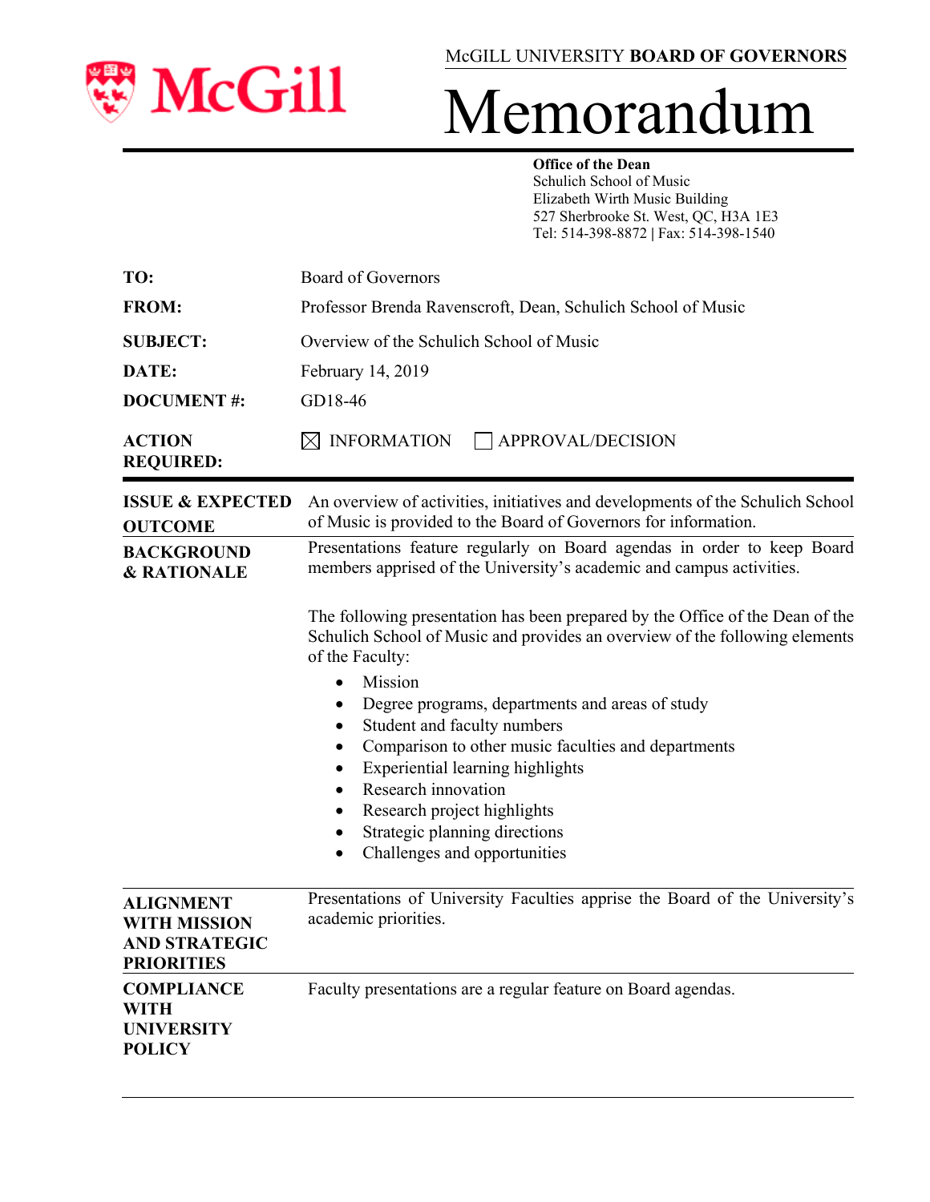McGILL UNIVERSITY **BOARD OF GOVERNORS**

# Memorandum

**Office of the Dean**
Schulich School of Music
Elizabeth Wirth Music Building
527 Sherbrooke St. West, QC, H3A 1E3
Tel: 514-398-8872 | Fax: 514-398-1540

| | |
|---|---|
| **TO:** | Board of Governors |
| **FROM:** | Professor Brenda Ravenscroft, Dean, Schulich School of Music |
| **SUBJECT:** | Overview of the Schulich School of Music |
| **DATE:** | February 14, 2019 |
| **DOCUMENT #:** | GD18-46 |
| **ACTION REQUIRED:** | ☒ INFORMATION ☐ APPROVAL/DECISION |

**ISSUE & EXPECTED OUTCOME**

An overview of activities, initiatives and developments of the Schulich School of Music is provided to the Board of Governors for information.

**BACKGROUND & RATIONALE**

Presentations feature regularly on Board agendas in order to keep Board members apprised of the University's academic and campus activities.

The following presentation has been prepared by the Office of the Dean of the Schulich School of Music and provides an overview of the following elements of the Faculty:

- Mission
- Degree programs, departments and areas of study
- Student and faculty numbers
- Comparison to other music faculties and departments
- Experiential learning highlights
- Research innovation
- Research project highlights
- Strategic planning directions
- Challenges and opportunities

**ALIGNMENT WITH MISSION AND STRATEGIC PRIORITIES**

Presentations of University Faculties apprise the Board of the University's academic priorities.

**COMPLIANCE WITH UNIVERSITY POLICY**

Faculty presentations are a regular feature on Board agendas.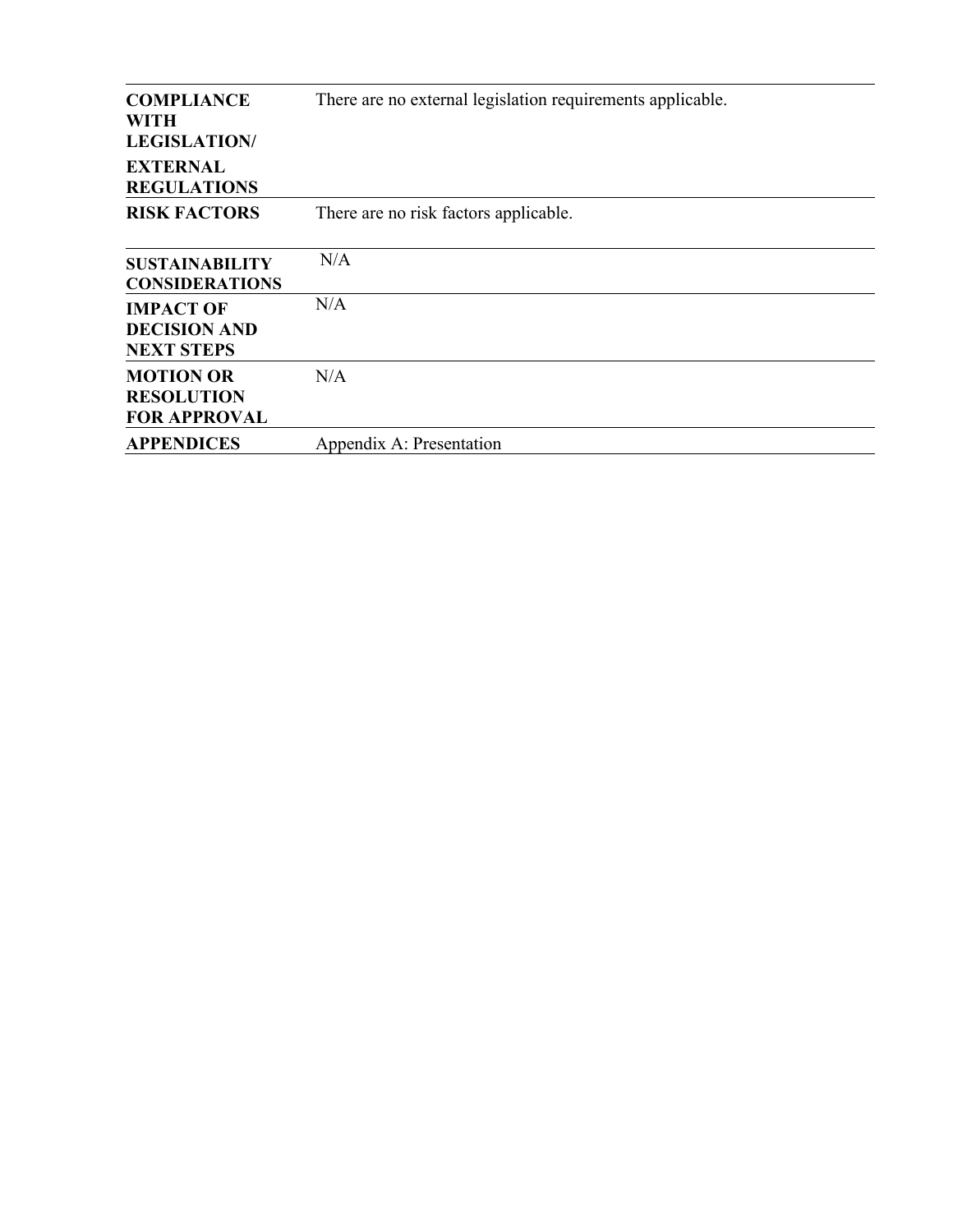| | |
|---|---|
| **COMPLIANCE WITH LEGISLATION/ EXTERNAL REGULATIONS** | There are no external legislation requirements applicable. |
| **RISK FACTORS** | There are no risk factors applicable. |
| **SUSTAINABILITY CONSIDERATIONS** | N/A |
| **IMPACT OF DECISION AND NEXT STEPS** | N/A |
| **MOTION OR RESOLUTION FOR APPROVAL** | N/A |
| **APPENDICES** | Appendix A: Presentation |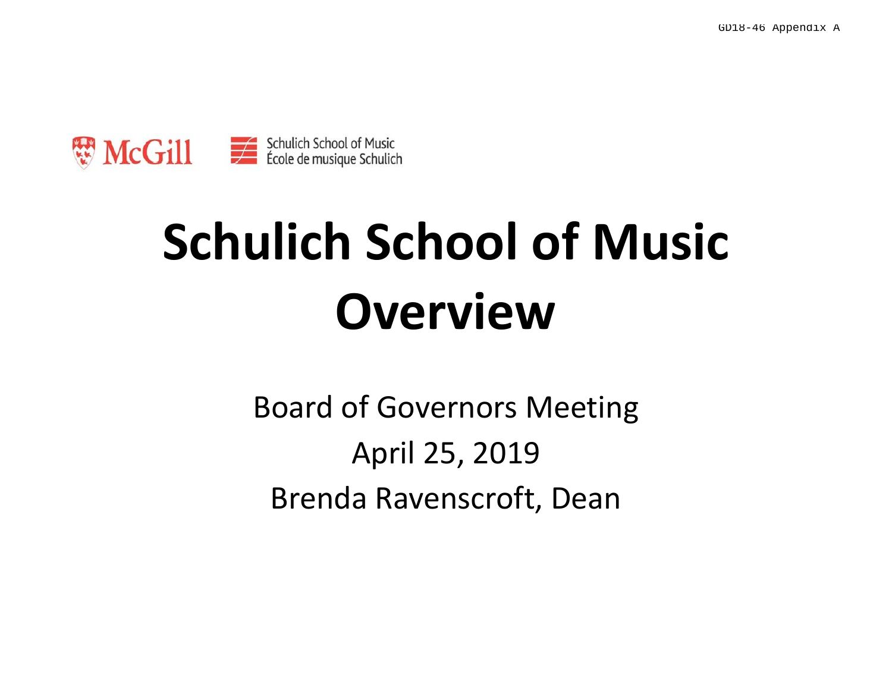GD18-46 Appendix A

McGill

Schulich School of Music
École de musique Schulich

# Schulich School of Music Overview

Board of Governors Meeting

April 25, 2019

Brenda Ravenscroft, Dean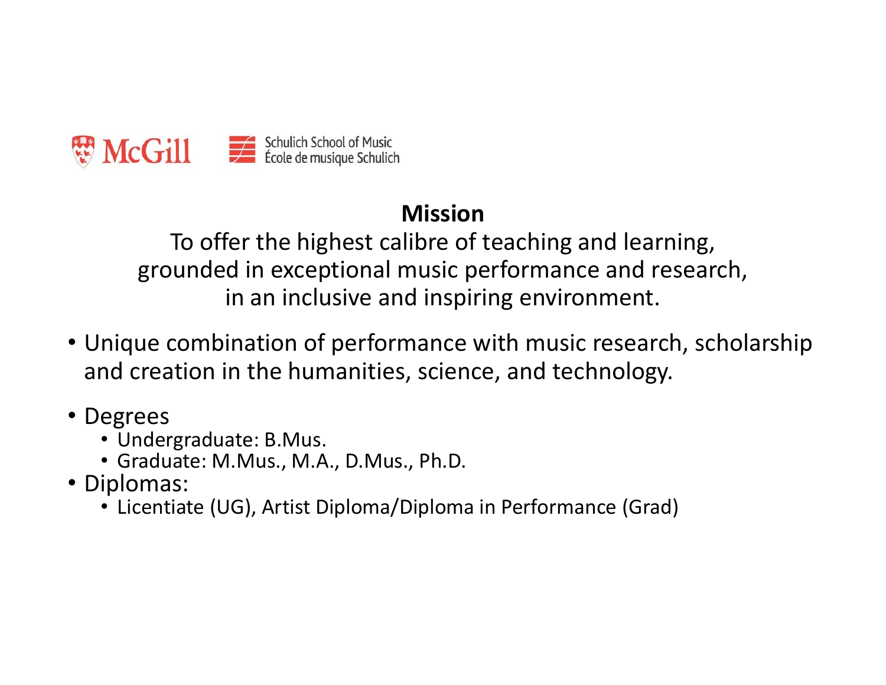McGill

Schulich School of Music
École de musique Schulich

## Mission

To offer the highest calibre of teaching and learning, grounded in exceptional music performance and research, in an inclusive and inspiring environment.

- Unique combination of performance with music research, scholarship and creation in the humanities, science, and technology.
- Degrees
  - Undergraduate: B.Mus.
  - Graduate: M.Mus., M.A., D.Mus., Ph.D.
- Diplomas:
  - Licentiate (UG), Artist Diploma/Diploma in Performance (Grad)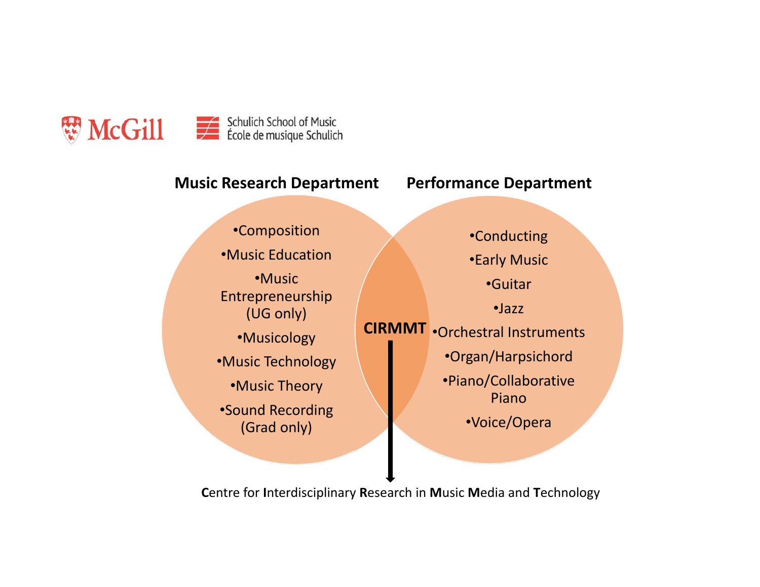McGill

Schulich School of Music
École de musique Schulich

## Music Research Department

- Composition
- Music Education
- Music Entrepreneurship (UG only)
- Musicology
- Music Technology
- Music Theory
- Sound Recording (Grad only)

## Performance Department

- Conducting
- Early Music
- Guitar
- Jazz
- Orchestral Instruments
- Organ/Harpsichord
- Piano/Collaborative Piano
- Voice/Opera

**CIRMMT**

**C**entre for **I**nterdisciplinary **R**esearch in **M**usic **M**edia and **T**echnology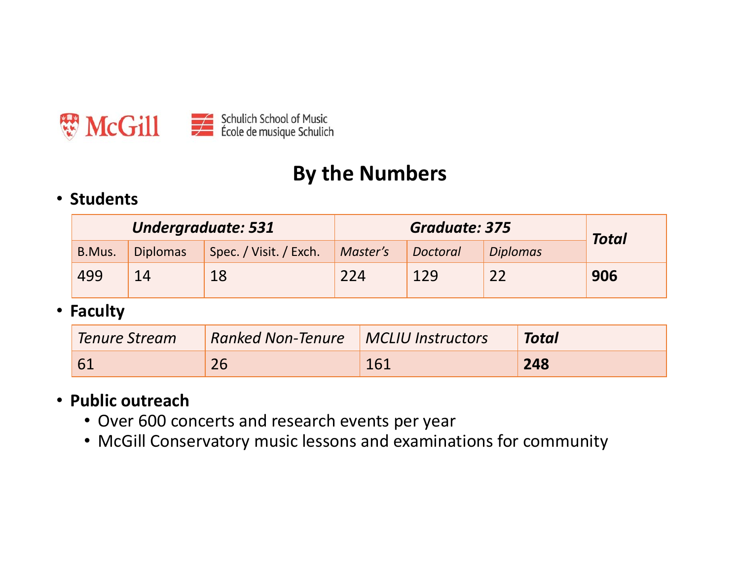McGill

Schulich School of Music
École de musique Schulich

# By the Numbers

- **Students**

| ***Undergraduate: 531*** | | | ***Graduate: 375*** | | | ***Total*** |
|---|---|---|---|---|---|---|
| B.Mus. | Diplomas | Spec. / Visit. / Exch. | *Master's* | *Doctoral* | *Diplomas* | |
| 499 | 14 | 18 | 224 | 129 | 22 | **906** |

- **Faculty**

| *Tenure Stream* | *Ranked Non-Tenure* | *MCLIU Instructors* | ***Total*** |
|---|---|---|---|
| 61 | 26 | 161 | **248** |

- **Public outreach**
  - Over 600 concerts and research events per year
  - McGill Conservatory music lessons and examinations for community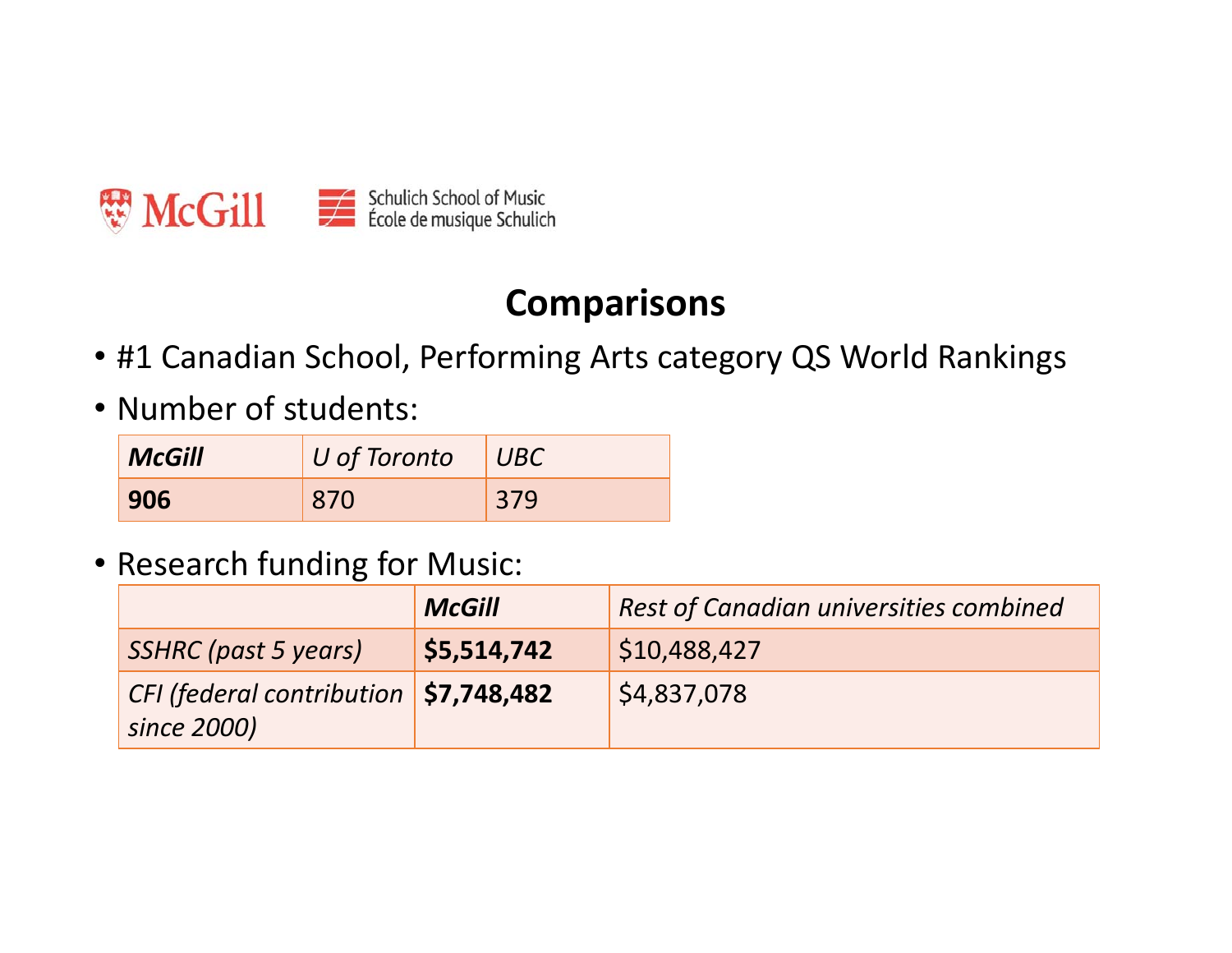McGill | Schulich School of Music / École de musique Schulich

## Comparisons

- #1 Canadian School, Performing Arts category QS World Rankings
- Number of students:

| ***McGill*** | *U of Toronto* | *UBC* |
|---|---|---|
| **906** | 870 | 379 |

- Research funding for Music:

| | ***McGill*** | *Rest of Canadian universities combined* |
|---|---|---|
| *SSHRC (past 5 years)* | **$5,514,742** | $10,488,427 |
| *CFI (federal contribution since 2000)* | **$7,748,482** | $4,837,078 |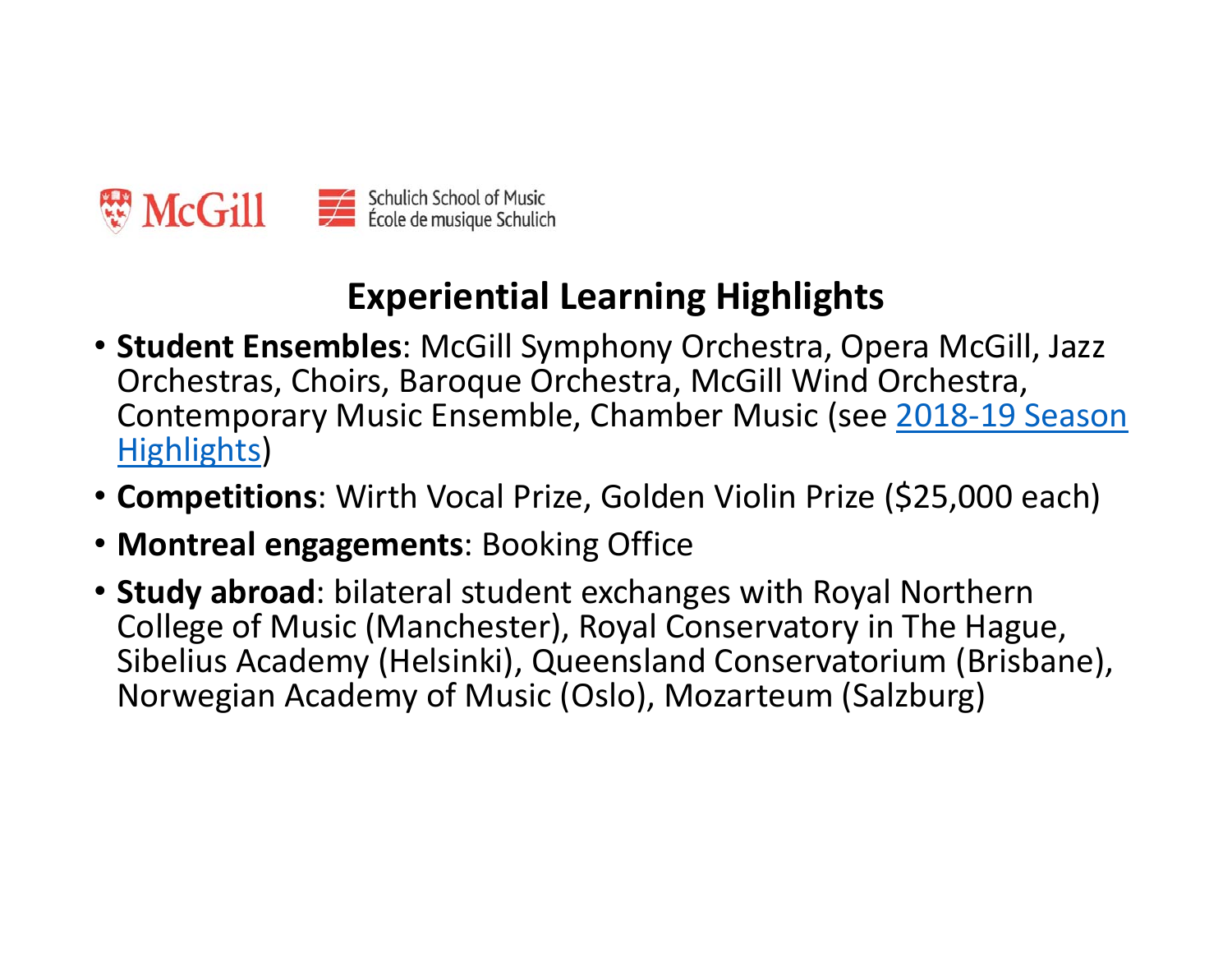McGill | Schulich School of Music / École de musique Schulich

## Experiential Learning Highlights

- **Student Ensembles**: McGill Symphony Orchestra, Opera McGill, Jazz Orchestras, Choirs, Baroque Orchestra, McGill Wind Orchestra, Contemporary Music Ensemble, Chamber Music (see 2018-19 Season Highlights)
- **Competitions**: Wirth Vocal Prize, Golden Violin Prize ($25,000 each)
- **Montreal engagements**: Booking Office
- **Study abroad**: bilateral student exchanges with Royal Northern College of Music (Manchester), Royal Conservatory in The Hague, Sibelius Academy (Helsinki), Queensland Conservatorium (Brisbane), Norwegian Academy of Music (Oslo), Mozarteum (Salzburg)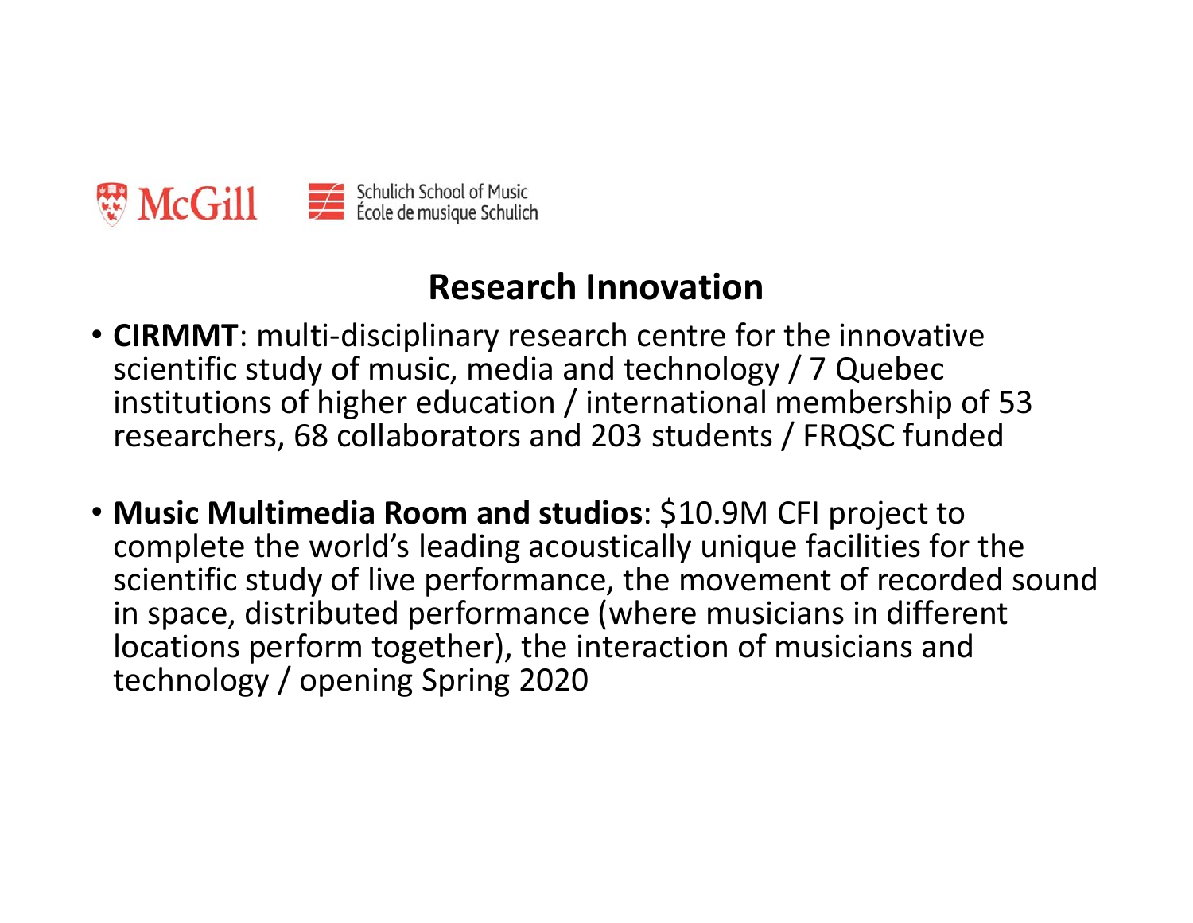McGill Schulich School of Music
École de musique Schulich

## Research Innovation

- **CIRMMT**: multi-disciplinary research centre for the innovative scientific study of music, media and technology / 7 Quebec institutions of higher education / international membership of 53 researchers, 68 collaborators and 203 students / FRQSC funded

- **Music Multimedia Room and studios**: $10.9M CFI project to complete the world's leading acoustically unique facilities for the scientific study of live performance, the movement of recorded sound in space, distributed performance (where musicians in different locations perform together), the interaction of musicians and technology / opening Spring 2020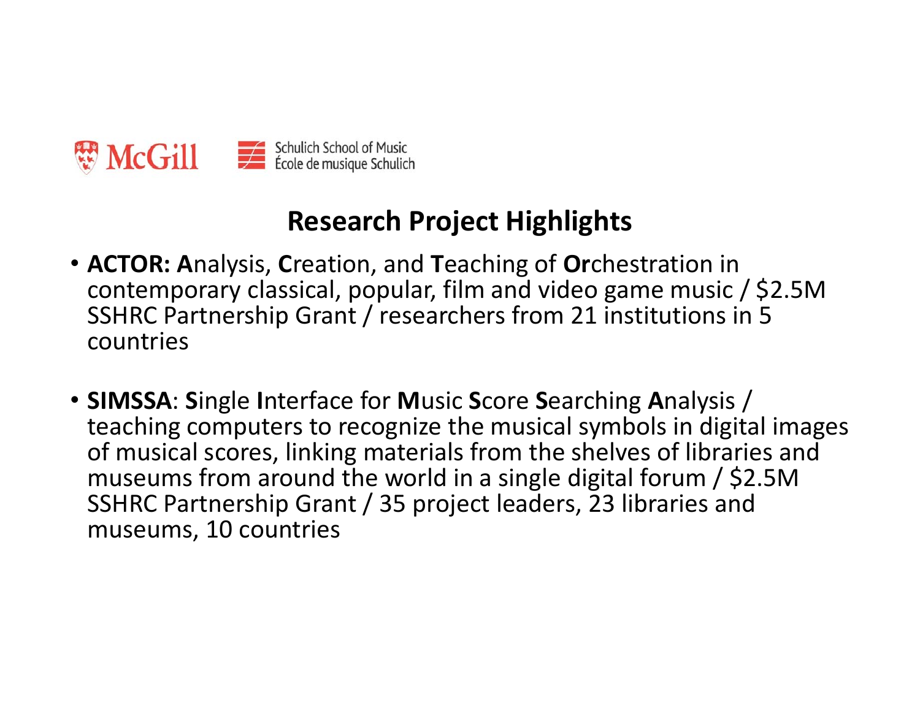McGill Schulich School of Music
École de musique Schulich

## Research Project Highlights

- **ACTOR: A**nalysis, **C**reation, and **T**eaching of **Or**chestration in contemporary classical, popular, film and video game music / $2.5M SSHRC Partnership Grant / researchers from 21 institutions in 5 countries

- **SIMSSA**: **S**ingle **I**nterface for **M**usic **S**core **S**earching **A**nalysis / teaching computers to recognize the musical symbols in digital images of musical scores, linking materials from the shelves of libraries and museums from around the world in a single digital forum / $2.5M SSHRC Partnership Grant / 35 project leaders, 23 libraries and museums, 10 countries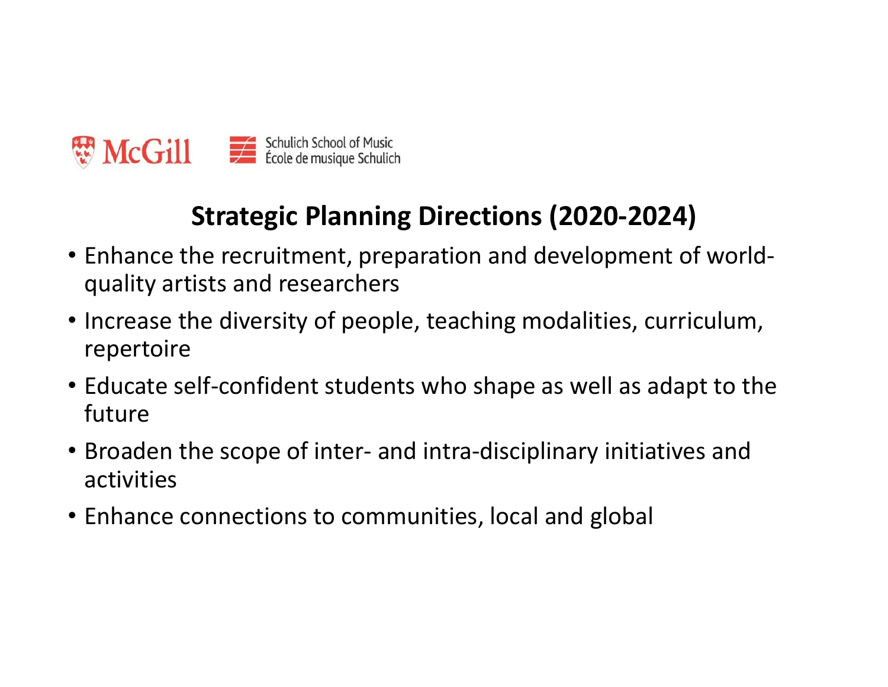McGill | Schulich School of Music
École de musique Schulich

## Strategic Planning Directions (2020-2024)

- Enhance the recruitment, preparation and development of world-quality artists and researchers
- Increase the diversity of people, teaching modalities, curriculum, repertoire
- Educate self-confident students who shape as well as adapt to the future
- Broaden the scope of inter- and intra-disciplinary initiatives and activities
- Enhance connections to communities, local and global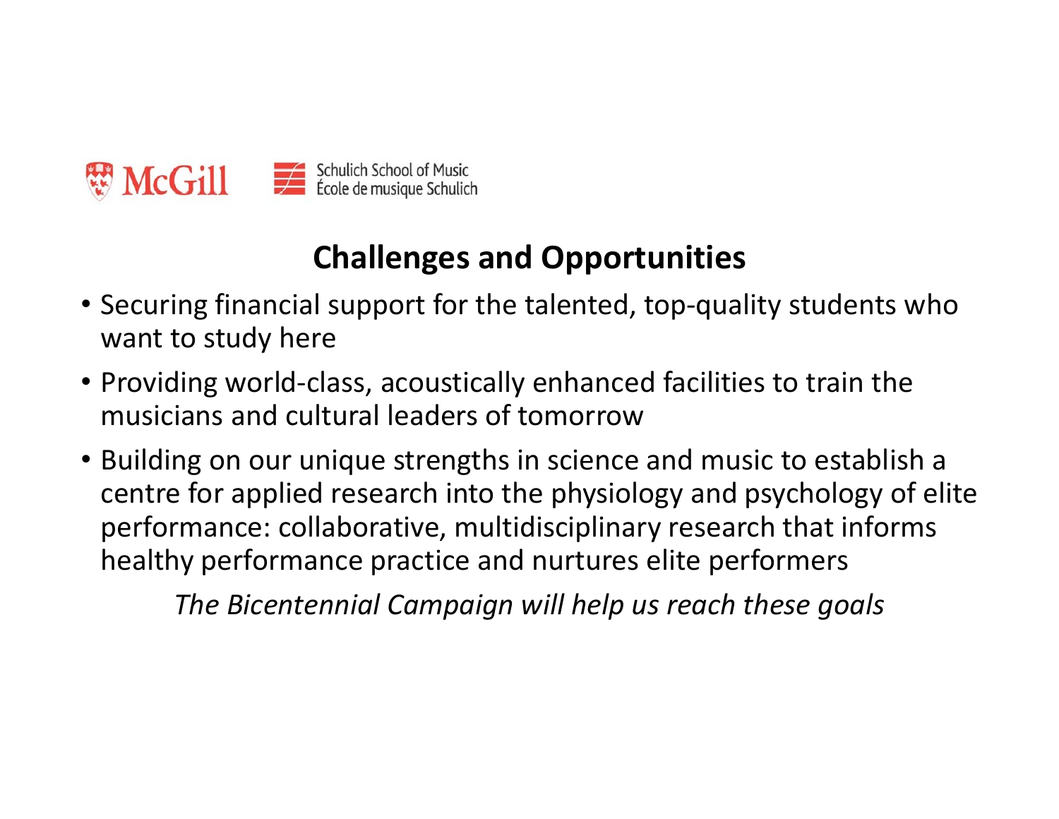McGill

Schulich School of Music
École de musique Schulich

## Challenges and Opportunities

- Securing financial support for the talented, top-quality students who want to study here
- Providing world-class, acoustically enhanced facilities to train the musicians and cultural leaders of tomorrow
- Building on our unique strengths in science and music to establish a centre for applied research into the physiology and psychology of elite performance: collaborative, multidisciplinary research that informs healthy performance practice and nurtures elite performers

*The Bicentennial Campaign will help us reach these goals*